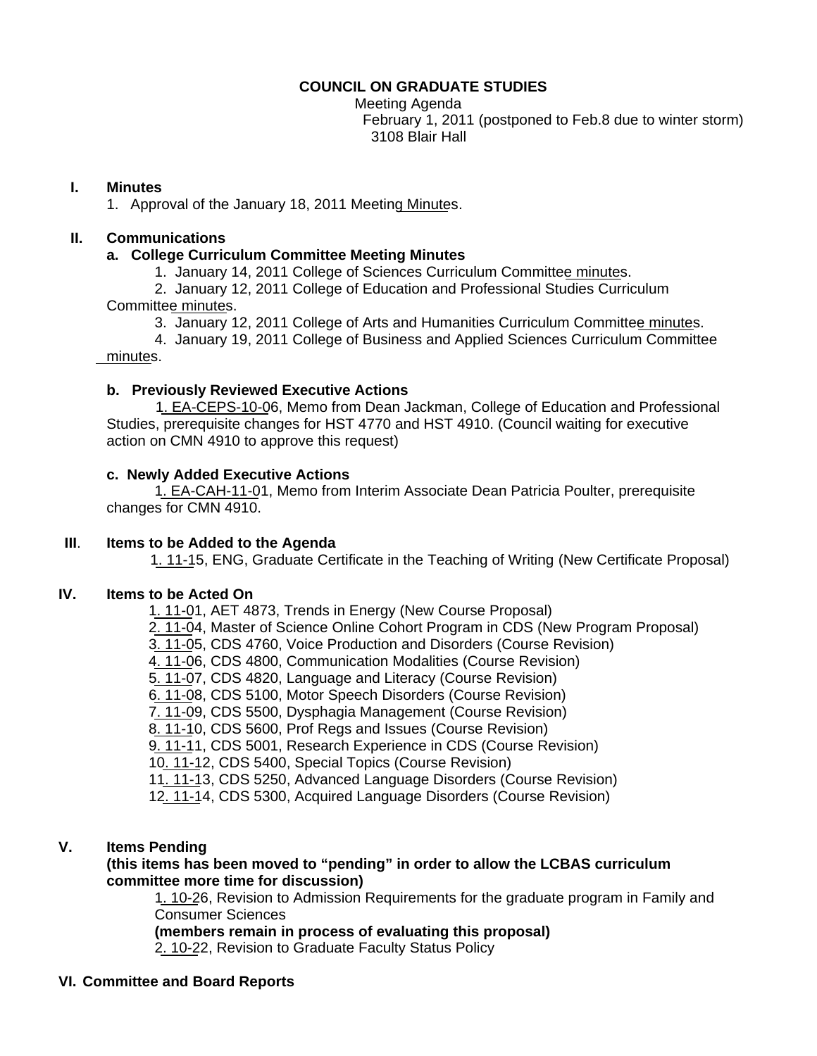**COUNCIL ON GRADUATE STUDIES**

Meeting Agenda

February 1, 2011 (postponed to Feb.8 due to winter storm)

3108 Blair Hall

## I. Minutes

1. Approval of the January 18, 2011 Meeting Minutes.

## II. Communications

### a. College Curriculum Committee Meeting Minutes

1. January 14, 2011 College of Sciences Curriculum Committee minutes.
2. January 12, 2011 College of Education and Professional Studies Curriculum Committee minutes.
3. January 12, 2011 College of Arts and Humanities Curriculum Committee minutes.
4. January 19, 2011 College of Business and Applied Sciences Curriculum Committee minutes.

### b. Previously Reviewed Executive Actions

1. EA-CEPS-10-06, Memo from Dean Jackman, College of Education and Professional Studies, prerequisite changes for HST 4770 and HST 4910. (Council waiting for executive action on CMN 4910 to approve this request)

### c. Newly Added Executive Actions

1. EA-CAH-11-01, Memo from Interim Associate Dean Patricia Poulter, prerequisite changes for CMN 4910.

## III. Items to be Added to the Agenda

1. 11-15, ENG, Graduate Certificate in the Teaching of Writing (New Certificate Proposal)

## IV. Items to be Acted On

1. 11-01, AET 4873, Trends in Energy (New Course Proposal)
2. 11-04, Master of Science Online Cohort Program in CDS (New Program Proposal)
3. 11-05, CDS 4760, Voice Production and Disorders (Course Revision)
4. 11-06, CDS 4800, Communication Modalities (Course Revision)
5. 11-07, CDS 4820, Language and Literacy (Course Revision)
6. 11-08, CDS 5100, Motor Speech Disorders (Course Revision)
7. 11-09, CDS 5500, Dysphagia Management (Course Revision)
8. 11-10, CDS 5600, Prof Regs and Issues (Course Revision)
9. 11-11, CDS 5001, Research Experience in CDS (Course Revision)
10. 11-12, CDS 5400, Special Topics (Course Revision)
11. 11-13, CDS 5250, Advanced Language Disorders (Course Revision)
12. 11-14, CDS 5300, Acquired Language Disorders (Course Revision)

## V. Items Pending

**(this items has been moved to "pending" in order to allow the LCBAS curriculum committee more time for discussion)**

1. 10-26, Revision to Admission Requirements for the graduate program in Family and Consumer Sciences

**(members remain in process of evaluating this proposal)**

2. 10-22, Revision to Graduate Faculty Status Policy

## VI. Committee and Board Reports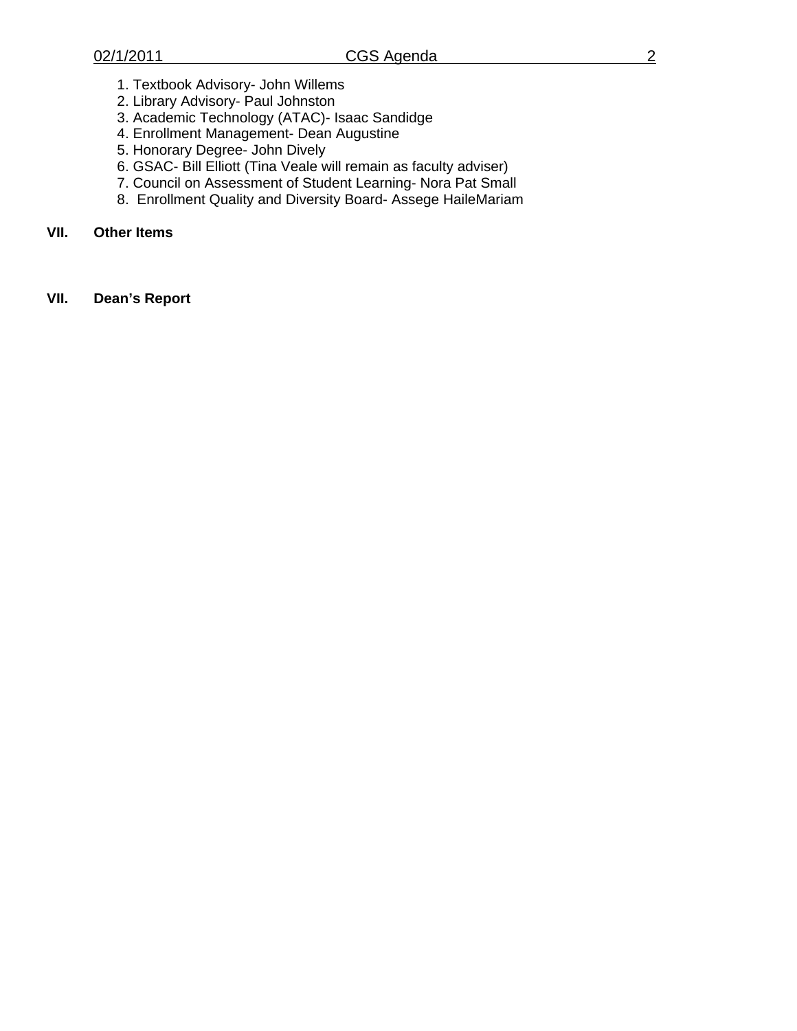1. Textbook Advisory- John Willems
2. Library Advisory- Paul Johnston
3. Academic Technology (ATAC)- Isaac Sandidge
4. Enrollment Management- Dean Augustine
5. Honorary Degree- John Dively
6. GSAC- Bill Elliott (Tina Veale will remain as faculty adviser)
7. Council on Assessment of Student Learning- Nora Pat Small
8. Enrollment Quality and Diversity Board- Assege HaileMariam

**VII. Other Items**

**VII. Dean's Report**